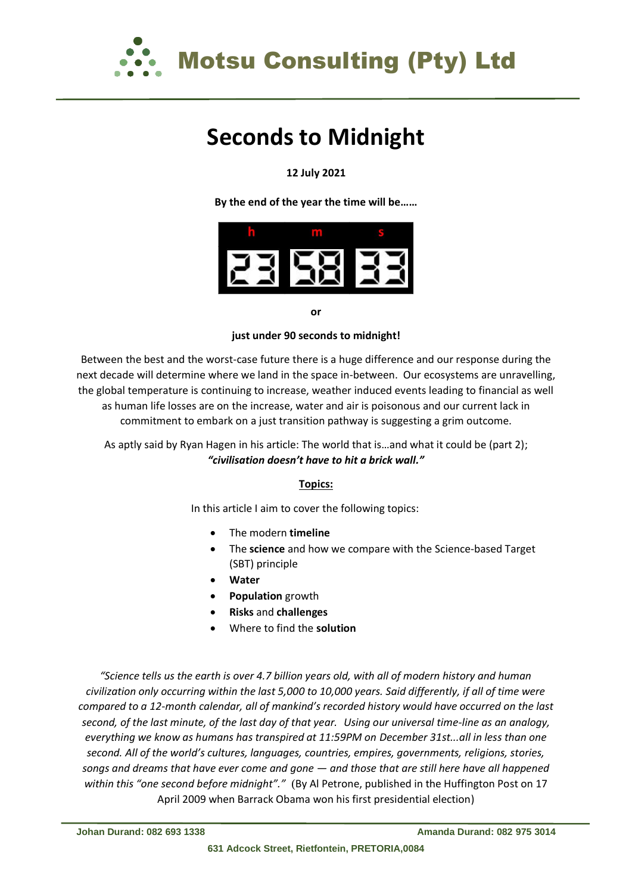# Motsu Consulting (Pty) Ltd

## Seconds to Midnight

**12 July 2021**

**By the end of the year the time will be……**

| h | m | s |
|---|---|---|
| 23 | 58 | 33 |

**or**

**just under 90 seconds to midnight!**

Between the best and the worst-case future there is a huge difference and our response during the next decade will determine where we land in the space in-between. Our ecosystems are unravelling, the global temperature is continuing to increase, weather induced events leading to financial as well as human life losses are on the increase, water and air is poisonous and our current lack in commitment to embark on a just transition pathway is suggesting a grim outcome.

As aptly said by Ryan Hagen in his article: The world that is…and what it could be (part 2); ***"civilisation doesn't have to hit a brick wall."***

**Topics:**

In this article I aim to cover the following topics:

- The modern **timeline**
- The **science** and how we compare with the Science-based Target (SBT) principle
- **Water**
- **Population** growth
- **Risks** and **challenges**
- Where to find the **solution**

*"Science tells us the earth is over 4.7 billion years old, with all of modern history and human civilization only occurring within the last 5,000 to 10,000 years. Said differently, if all of time were compared to a 12-month calendar, all of mankind's recorded history would have occurred on the last second, of the last minute, of the last day of that year. Using our universal time-line as an analogy, everything we know as humans has transpired at 11:59PM on December 31st...all in less than one second. All of the world's cultures, languages, countries, empires, governments, religions, stories, songs and dreams that have ever come and gone — and those that are still here have all happened within this "one second before midnight"."* (By Al Petrone, published in the Huffington Post on 17 April 2009 when Barrack Obama won his first presidential election)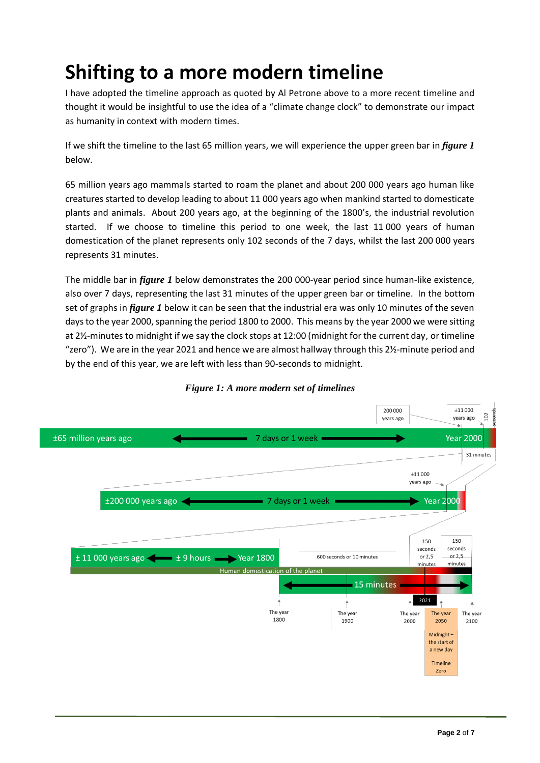# Shifting to a more modern timeline

I have adopted the timeline approach as quoted by Al Petrone above to a more recent timeline and thought it would be insightful to use the idea of a "climate change clock" to demonstrate our impact as humanity in context with modern times.

If we shift the timeline to the last 65 million years, we will experience the upper green bar in ***figure 1*** below.

65 million years ago mammals started to roam the planet and about 200 000 years ago human like creatures started to develop leading to about 11 000 years ago when mankind started to domesticate plants and animals. About 200 years ago, at the beginning of the 1800's, the industrial revolution started. If we choose to timeline this period to one week, the last 11 000 years of human domestication of the planet represents only 102 seconds of the 7 days, whilst the last 200 000 years represents 31 minutes.

The middle bar in ***figure 1*** below demonstrates the 200 000-year period since human-like existence, also over 7 days, representing the last 31 minutes of the upper green bar or timeline. In the bottom set of graphs in ***figure 1*** below it can be seen that the industrial era was only 10 minutes of the seven days to the year 2000, spanning the period 1800 to 2000. This means by the year 2000 we were sitting at 2½-minutes to midnight if we say the clock stops at 12:00 (midnight for the current day, or timeline "zero"). We are in the year 2021 and hence we are almost hallway through this 2½-minute period and by the end of this year, we are left with less than 90-seconds to midnight.

***Figure 1: A more modern set of timelines***

±65 million years ago ← 7 days or 1 week → Year 2000

200 000 years ago | ±11 000 years ago | 102 seconds | 31 minutes

±200 000 years ago ← 7 days or 1 week → Year 2000

±11 000 years ago

± 11 000 years ago ← ± 9 hours → Year 1800 | 600 seconds or 10 minutes | 150 seconds or 2,5 minutes | 150 seconds or 2,5 minutes

Human domestication of the planet

15 minutes

2021

The year 1800 | The year 1900 | The year 2000 | The year 2050 | The year 2100

Midnight – the start of a new day

Timeline Zero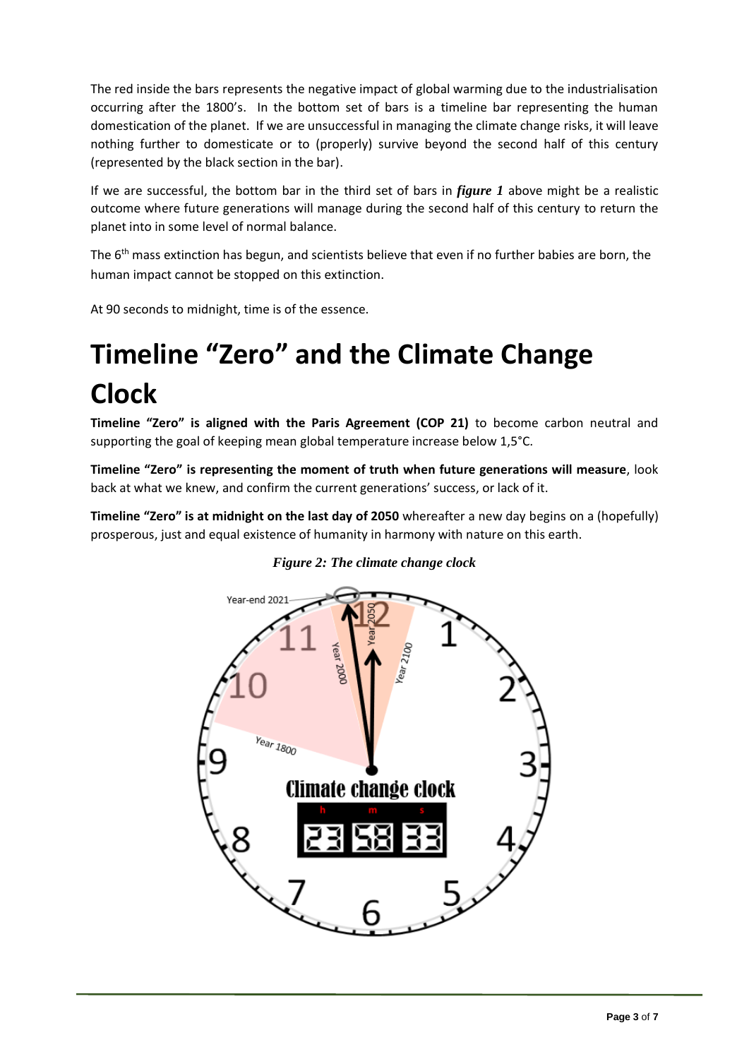The red inside the bars represents the negative impact of global warming due to the industrialisation occurring after the 1800's. In the bottom set of bars is a timeline bar representing the human domestication of the planet. If we are unsuccessful in managing the climate change risks, it will leave nothing further to domesticate or to (properly) survive beyond the second half of this century (represented by the black section in the bar).

If we are successful, the bottom bar in the third set of bars in ***figure 1*** above might be a realistic outcome where future generations will manage during the second half of this century to return the planet into in some level of normal balance.

The 6th mass extinction has begun, and scientists believe that even if no further babies are born, the human impact cannot be stopped on this extinction.

At 90 seconds to midnight, time is of the essence.

# Timeline "Zero" and the Climate Change Clock

**Timeline "Zero" is aligned with the Paris Agreement (COP 21)** to become carbon neutral and supporting the goal of keeping mean global temperature increase below 1,5°C.

**Timeline "Zero" is representing the moment of truth when future generations will measure**, look back at what we knew, and confirm the current generations' success, or lack of it.

**Timeline "Zero" is at midnight on the last day of 2050** whereafter a new day begins on a (hopefully) prosperous, just and equal existence of humanity in harmony with nature on this earth.

***Figure 2: The climate change clock***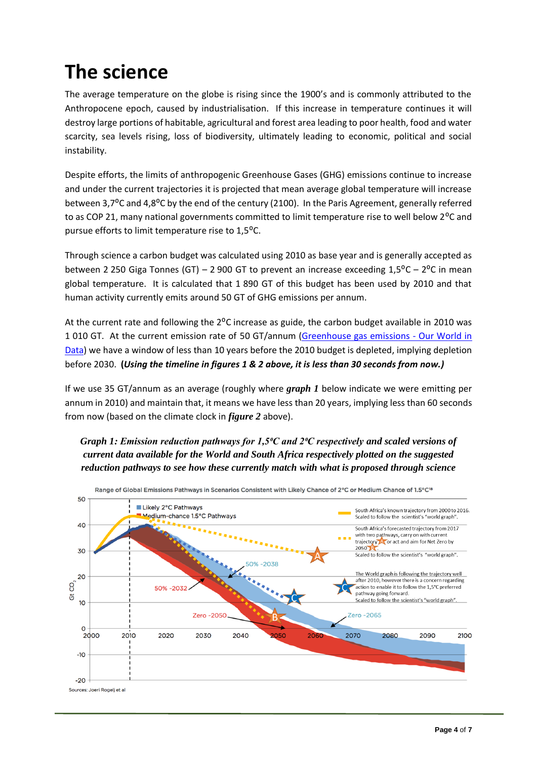# The science

The average temperature on the globe is rising since the 1900's and is commonly attributed to the Anthropocene epoch, caused by industrialisation. If this increase in temperature continues it will destroy large portions of habitable, agricultural and forest area leading to poor health, food and water scarcity, sea levels rising, loss of biodiversity, ultimately leading to economic, political and social instability.

Despite efforts, the limits of anthropogenic Greenhouse Gases (GHG) emissions continue to increase and under the current trajectories it is projected that mean average global temperature will increase between 3,7⁰C and 4,8⁰C by the end of the century (2100). In the Paris Agreement, generally referred to as COP 21, many national governments committed to limit temperature rise to well below 2⁰C and pursue efforts to limit temperature rise to 1,5⁰C.

Through science a carbon budget was calculated using 2010 as base year and is generally accepted as between 2 250 Giga Tonnes (GT) – 2 900 GT to prevent an increase exceeding 1,5⁰C – 2⁰C in mean global temperature. It is calculated that 1 890 GT of this budget has been used by 2010 and that human activity currently emits around 50 GT of GHG emissions per annum.

At the current rate and following the 2⁰C increase as guide, the carbon budget available in 2010 was 1 010 GT. At the current emission rate of 50 GT/annum ([Greenhouse gas emissions - Our World in Data]) we have a window of less than 10 years before the 2010 budget is depleted, implying depletion before 2030. ***(Using the timeline in figures 1 & 2 above, it is less than 30 seconds from now.)***

If we use 35 GT/annum as an average (roughly where ***graph 1*** below indicate we were emitting per annum in 2010) and maintain that, it means we have less than 20 years, implying less than 60 seconds from now (based on the climate clock in ***figure 2*** above).

***Graph 1: Emission reduction pathways for 1,5⁰C and 2⁰C respectively and scaled versions of current data available for the World and South Africa respectively plotted on the suggested reduction pathways to see how these currently match with what is proposed through science***

Range of Global Emissions Pathways in Scenarios Consistent with Likely Chance of 2°C or Medium Chance of 1.5°C[18]

- Likely 2°C Pathways
- Medium-chance 1.5°C Pathways

South Africa's known trajectory from 2000 to 2016. Scaled to follow the scientist's "world graph".

South Africa's forecasted trajectory from 2017 with two pathways, carry on with current trajectory (A) or act and aim for Net Zero by 2050 (B). Scaled to follow the scientist's "world graph".

The World graph is following the trajectory well after 2010, however there is a concern regarding action to enable it to follow the 1,5°C preferred pathway going forward. Scaled to follow the scientist's "world graph" (C).

50% -2038; 50% -2032; Zero -2050; Zero -2065

Sources: Joeri Rogelj et al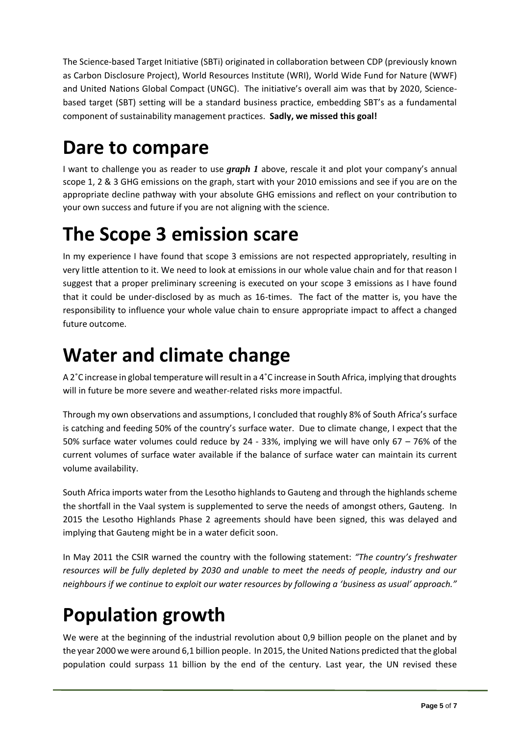The Science-based Target Initiative (SBTi) originated in collaboration between CDP (previously known as Carbon Disclosure Project), World Resources Institute (WRI), World Wide Fund for Nature (WWF) and United Nations Global Compact (UNGC). The initiative's overall aim was that by 2020, Science-based target (SBT) setting will be a standard business practice, embedding SBT's as a fundamental component of sustainability management practices. **Sadly, we missed this goal!**

# Dare to compare

I want to challenge you as reader to use ***graph 1*** above, rescale it and plot your company's annual scope 1, 2 & 3 GHG emissions on the graph, start with your 2010 emissions and see if you are on the appropriate decline pathway with your absolute GHG emissions and reflect on your contribution to your own success and future if you are not aligning with the science.

# The Scope 3 emission scare

In my experience I have found that scope 3 emissions are not respected appropriately, resulting in very little attention to it. We need to look at emissions in our whole value chain and for that reason I suggest that a proper preliminary screening is executed on your scope 3 emissions as I have found that it could be under-disclosed by as much as 16-times. The fact of the matter is, you have the responsibility to influence your whole value chain to ensure appropriate impact to affect a changed future outcome.

# Water and climate change

A 2˚C increase in global temperature will result in a 4˚C increase in South Africa, implying that droughts will in future be more severe and weather-related risks more impactful.

Through my own observations and assumptions, I concluded that roughly 8% of South Africa's surface is catching and feeding 50% of the country's surface water. Due to climate change, I expect that the 50% surface water volumes could reduce by 24 - 33%, implying we will have only 67 – 76% of the current volumes of surface water available if the balance of surface water can maintain its current volume availability.

South Africa imports water from the Lesotho highlands to Gauteng and through the highlands scheme the shortfall in the Vaal system is supplemented to serve the needs of amongst others, Gauteng. In 2015 the Lesotho Highlands Phase 2 agreements should have been signed, this was delayed and implying that Gauteng might be in a water deficit soon.

In May 2011 the CSIR warned the country with the following statement: *"The country's freshwater resources will be fully depleted by 2030 and unable to meet the needs of people, industry and our neighbours if we continue to exploit our water resources by following a 'business as usual' approach."*

# Population growth

We were at the beginning of the industrial revolution about 0,9 billion people on the planet and by the year 2000 we were around 6,1 billion people. In 2015, the United Nations predicted that the global population could surpass 11 billion by the end of the century. Last year, the UN revised these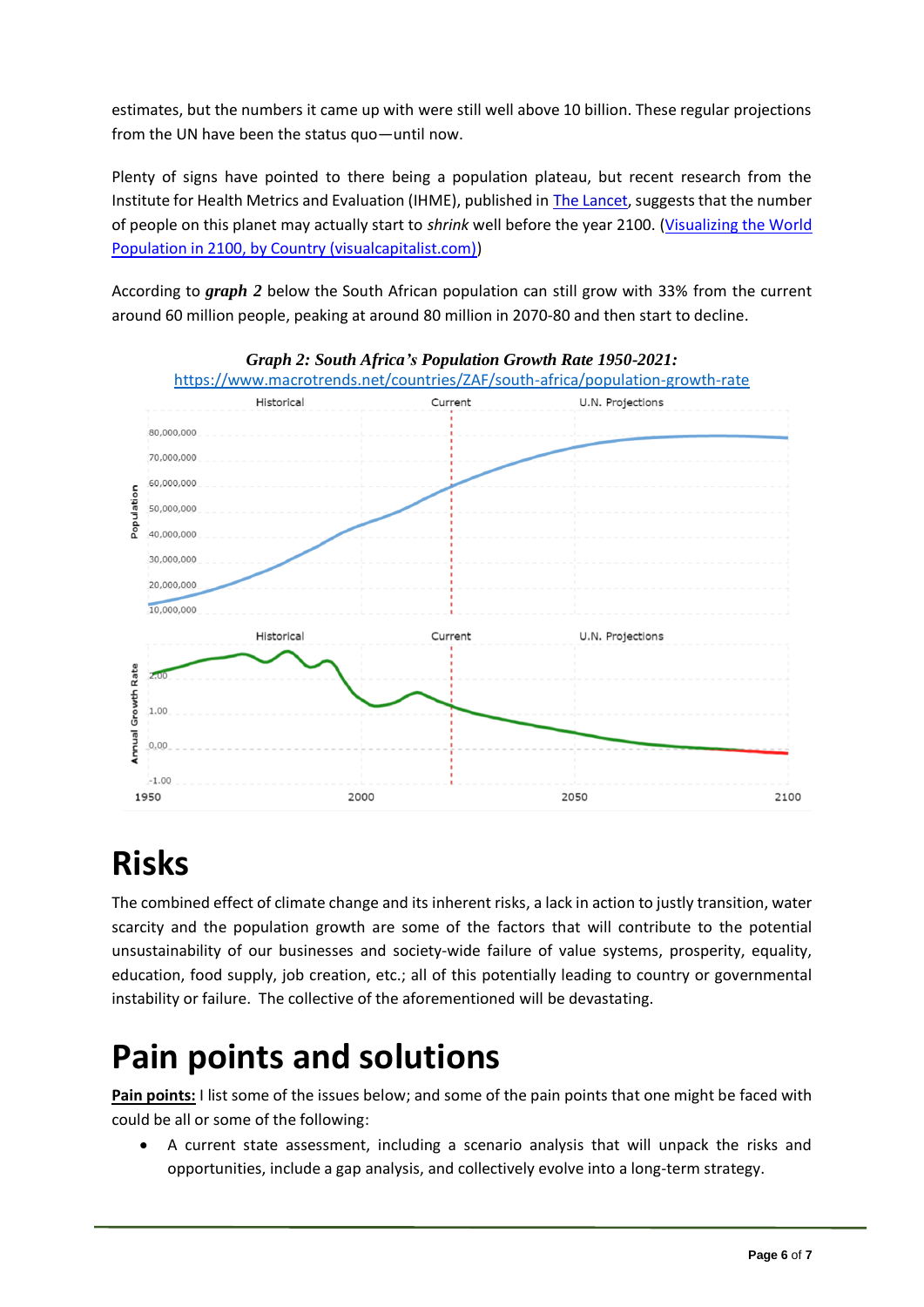estimates, but the numbers it came up with were still well above 10 billion. These regular projections from the UN have been the status quo—until now.

Plenty of signs have pointed to there being a population plateau, but recent research from the Institute for Health Metrics and Evaluation (IHME), published in [The Lancet](), suggests that the number of people on this planet may actually start to *shrink* well before the year 2100. ([Visualizing the World Population in 2100, by Country (visualcapitalist.com)]())

According to ***graph 2*** below the South African population can still grow with 33% from the current around 60 million people, peaking at around 80 million in 2070-80 and then start to decline.

***Graph 2: South Africa's Population Growth Rate 1950-2021:***
https://www.macrotrends.net/countries/ZAF/south-africa/population-growth-rate

# Risks

The combined effect of climate change and its inherent risks, a lack in action to justly transition, water scarcity and the population growth are some of the factors that will contribute to the potential unsustainability of our businesses and society-wide failure of value systems, prosperity, equality, education, food supply, job creation, etc.; all of this potentially leading to country or governmental instability or failure. The collective of the aforementioned will be devastating.

# Pain points and solutions

**Pain points:** I list some of the issues below; and some of the pain points that one might be faced with could be all or some of the following:

- A current state assessment, including a scenario analysis that will unpack the risks and opportunities, include a gap analysis, and collectively evolve into a long-term strategy.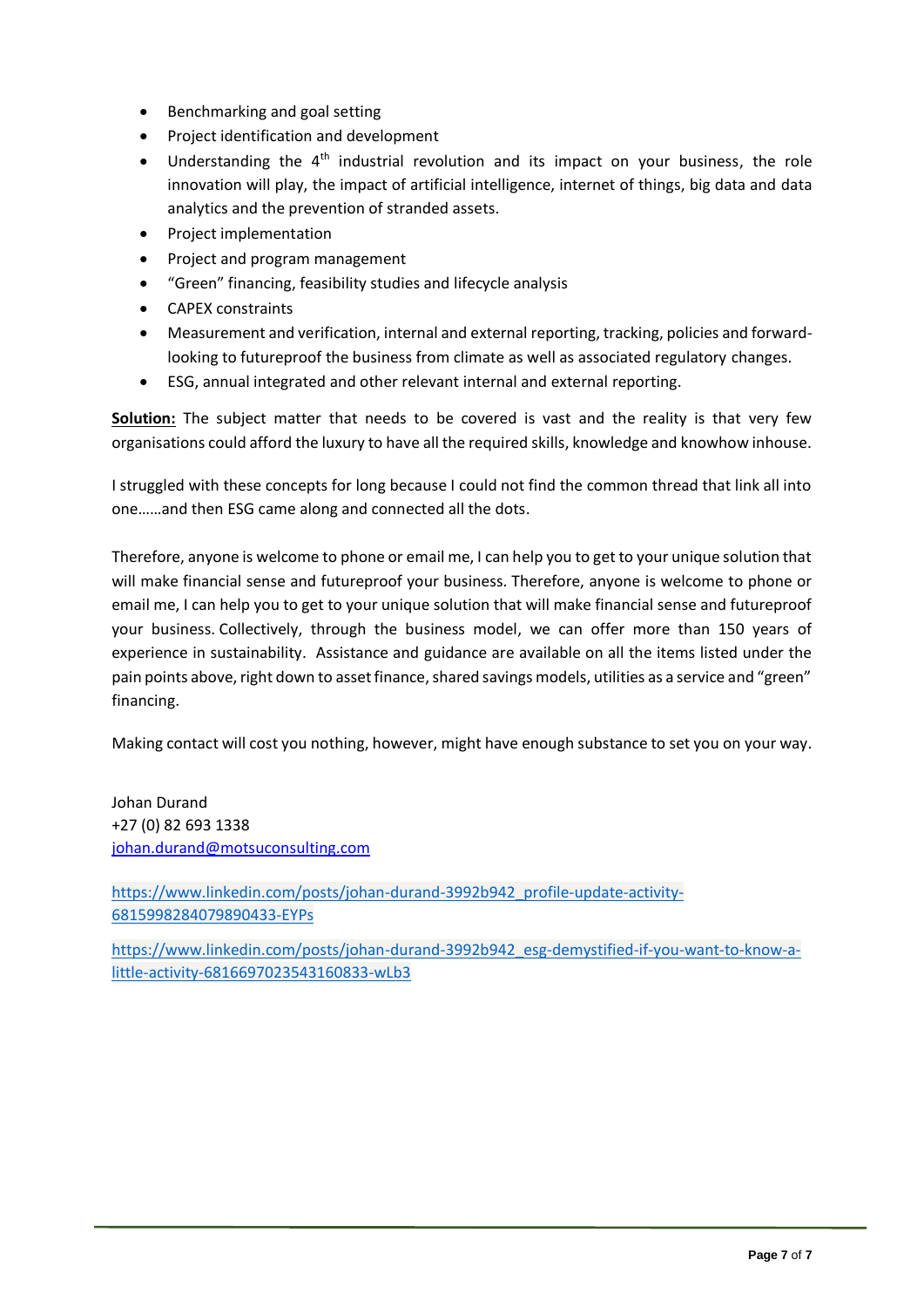- Benchmarking and goal setting
- Project identification and development
- Understanding the 4$^{th}$ industrial revolution and its impact on your business, the role innovation will play, the impact of artificial intelligence, internet of things, big data and data analytics and the prevention of stranded assets.
- Project implementation
- Project and program management
- "Green" financing, feasibility studies and lifecycle analysis
- CAPEX constraints
- Measurement and verification, internal and external reporting, tracking, policies and forward-looking to futureproof the business from climate as well as associated regulatory changes.
- ESG, annual integrated and other relevant internal and external reporting.

**Solution:** The subject matter that needs to be covered is vast and the reality is that very few organisations could afford the luxury to have all the required skills, knowledge and knowhow inhouse.

I struggled with these concepts for long because I could not find the common thread that link all into one……and then ESG came along and connected all the dots.

Therefore, anyone is welcome to phone or email me, I can help you to get to your unique solution that will make financial sense and futureproof your business. Therefore, anyone is welcome to phone or email me, I can help you to get to your unique solution that will make financial sense and futureproof your business. Collectively, through the business model, we can offer more than 150 years of experience in sustainability. Assistance and guidance are available on all the items listed under the pain points above, right down to asset finance, shared savings models, utilities as a service and "green" financing.

Making contact will cost you nothing, however, might have enough substance to set you on your way.

Johan Durand
+27 (0) 82 693 1338
johan.durand@motsuconsulting.com

https://www.linkedin.com/posts/johan-durand-3992b942_profile-update-activity-6815998284079890433-EYPs

https://www.linkedin.com/posts/johan-durand-3992b942_esg-demystified-if-you-want-to-know-a-little-activity-6816697023543160833-wLb3